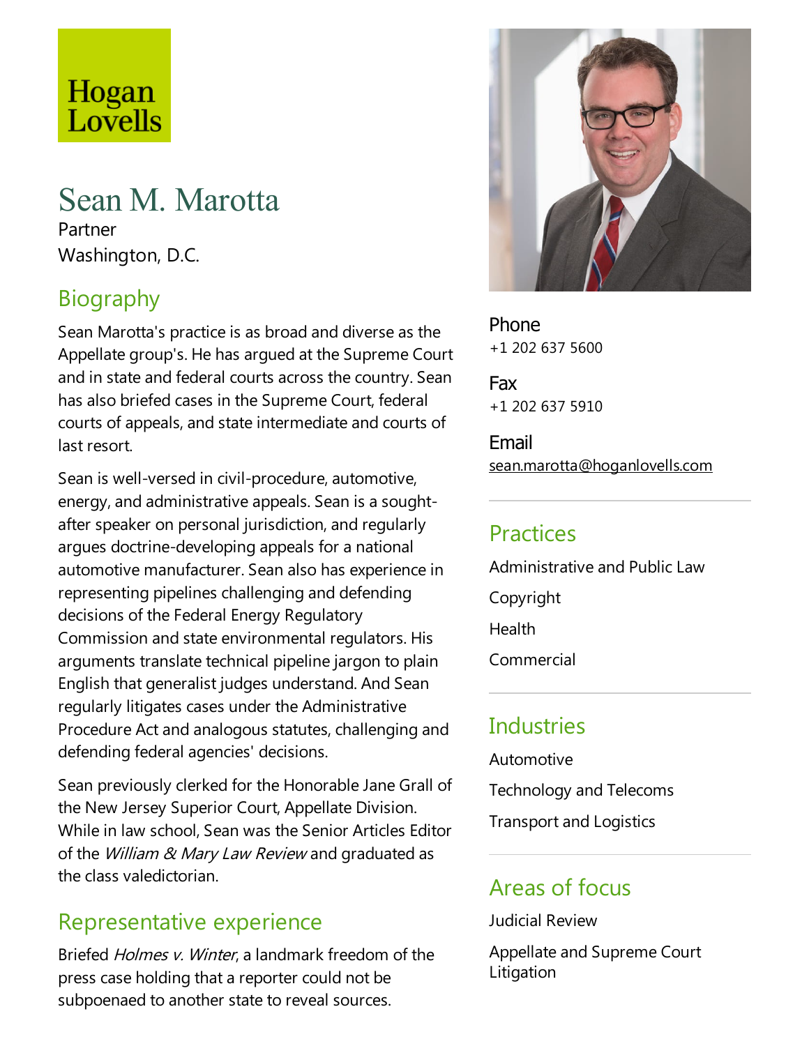Hogan Lovells

# Sean M. Marotta

Partner

Washington, D.C.

## Biography

Sean Marotta's practice is as broad and diverse as the Appellate group's. He has argued at the Supreme Court and in state and federal courts across the country. Sean has also briefed cases in the Supreme Court, federal courts of appeals, and state intermediate and courts of last resort.

Sean is well-versed in civil-procedure, automotive, energy, and administrative appeals. Sean is a sought-after speaker on personal jurisdiction, and regularly argues doctrine-developing appeals for a national automotive manufacturer. Sean also has experience in representing pipelines challenging and defending decisions of the Federal Energy Regulatory Commission and state environmental regulators. His arguments translate technical pipeline jargon to plain English that generalist judges understand. And Sean regularly litigates cases under the Administrative Procedure Act and analogous statutes, challenging and defending federal agencies' decisions.

Sean previously clerked for the Honorable Jane Grall of the New Jersey Superior Court, Appellate Division. While in law school, Sean was the Senior Articles Editor of the *William & Mary Law Review* and graduated as the class valedictorian.

## Representative experience

Briefed *Holmes v. Winter*, a landmark freedom of the press case holding that a reporter could not be subpoenaed to another state to reveal sources.

**Phone**
+1 202 637 5600

**Fax**
+1 202 637 5910

**Email**
sean.marotta@hoganlovells.com

## Practices

Administrative and Public Law

Copyright

Health

Commercial

## Industries

Automotive

Technology and Telecoms

Transport and Logistics

## Areas of focus

Judicial Review

Appellate and Supreme Court Litigation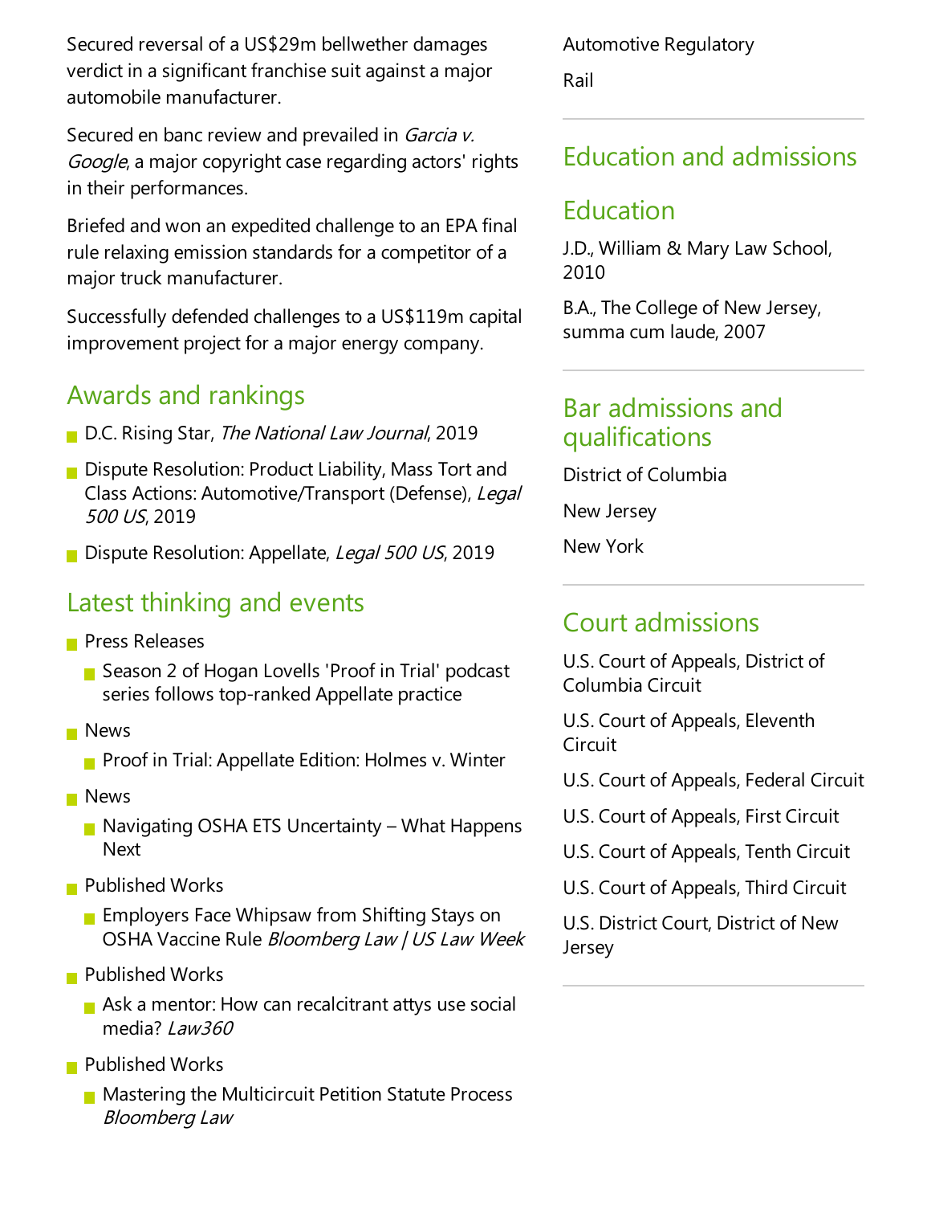Secured reversal of a US$29m bellwether damages verdict in a significant franchise suit against a major automobile manufacturer.

Secured en banc review and prevailed in *Garcia v. Google*, a major copyright case regarding actors' rights in their performances.

Briefed and won an expedited challenge to an EPA final rule relaxing emission standards for a competitor of a major truck manufacturer.

Successfully defended challenges to a US$119m capital improvement project for a major energy company.

## Awards and rankings

- D.C. Rising Star, *The National Law Journal*, 2019
- Dispute Resolution: Product Liability, Mass Tort and Class Actions: Automotive/Transport (Defense), *Legal 500 US*, 2019
- Dispute Resolution: Appellate, *Legal 500 US*, 2019

## Latest thinking and events

- Press Releases
  - Season 2 of Hogan Lovells 'Proof in Trial' podcast series follows top-ranked Appellate practice
- News
  - Proof in Trial: Appellate Edition: Holmes v. Winter
- News
  - Navigating OSHA ETS Uncertainty – What Happens Next
- Published Works
  - Employers Face Whipsaw from Shifting Stays on OSHA Vaccine Rule *Bloomberg Law | US Law Week*
- Published Works
  - Ask a mentor: How can recalcitrant attys use social media? *Law360*
- Published Works
  - Mastering the Multicircuit Petition Statute Process *Bloomberg Law*

Automotive Regulatory

Rail

## Education and admissions

## Education

J.D., William & Mary Law School, 2010

B.A., The College of New Jersey, summa cum laude, 2007

## Bar admissions and qualifications

District of Columbia

New Jersey

New York

## Court admissions

U.S. Court of Appeals, District of Columbia Circuit

U.S. Court of Appeals, Eleventh Circuit

U.S. Court of Appeals, Federal Circuit

U.S. Court of Appeals, First Circuit

U.S. Court of Appeals, Tenth Circuit

U.S. Court of Appeals, Third Circuit

U.S. District Court, District of New Jersey